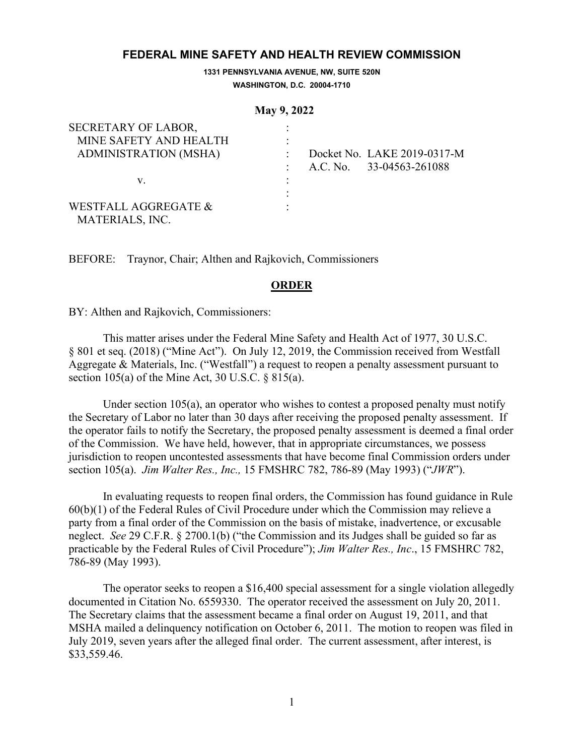# FEDERAL MINE SAFETY AND HEALTH REVIEW COMMISSION

**1331 PENNSYLVANIA AVENUE, NW, SUITE 520N**
**WASHINGTON, D.C. 20004-1710**

**May 9, 2022**

| | | |
|---|---|---|
| SECRETARY OF LABOR, | : | |
| MINE SAFETY AND HEALTH | : | |
| ADMINISTRATION (MSHA) | : | Docket No. LAKE 2019-0317-M |
| | : | A.C. No. 33-04563-261088 |
| v. | : | |
| | : | |
| WESTFALL AGGREGATE & MATERIALS, INC. | : | |

BEFORE: Traynor, Chair; Althen and Rajkovich, Commissioners

## ORDER

BY: Althen and Rajkovich, Commissioners:

This matter arises under the Federal Mine Safety and Health Act of 1977, 30 U.S.C. § 801 et seq. (2018) ("Mine Act"). On July 12, 2019, the Commission received from Westfall Aggregate & Materials, Inc. ("Westfall") a request to reopen a penalty assessment pursuant to section 105(a) of the Mine Act, 30 U.S.C. § 815(a).

Under section 105(a), an operator who wishes to contest a proposed penalty must notify the Secretary of Labor no later than 30 days after receiving the proposed penalty assessment. If the operator fails to notify the Secretary, the proposed penalty assessment is deemed a final order of the Commission. We have held, however, that in appropriate circumstances, we possess jurisdiction to reopen uncontested assessments that have become final Commission orders under section 105(a). *Jim Walter Res., Inc.,* 15 FMSHRC 782, 786-89 (May 1993) ("*JWR*").

In evaluating requests to reopen final orders, the Commission has found guidance in Rule 60(b)(1) of the Federal Rules of Civil Procedure under which the Commission may relieve a party from a final order of the Commission on the basis of mistake, inadvertence, or excusable neglect. *See* 29 C.F.R. § 2700.1(b) ("the Commission and its Judges shall be guided so far as practicable by the Federal Rules of Civil Procedure"); *Jim Walter Res., Inc*., 15 FMSHRC 782, 786-89 (May 1993).

The operator seeks to reopen a $16,400 special assessment for a single violation allegedly documented in Citation No. 6559330. The operator received the assessment on July 20, 2011. The Secretary claims that the assessment became a final order on August 19, 2011, and that MSHA mailed a delinquency notification on October 6, 2011. The motion to reopen was filed in July 2019, seven years after the alleged final order. The current assessment, after interest, is $33,559.46.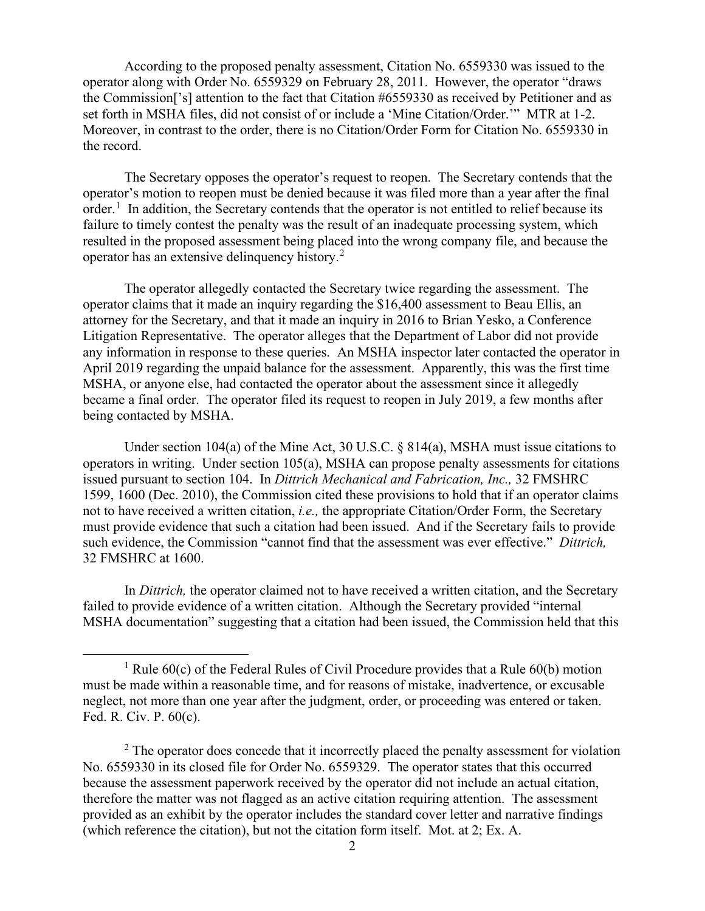According to the proposed penalty assessment, Citation No. 6559330 was issued to the operator along with Order No. 6559329 on February 28, 2011. However, the operator "draws the Commission['s] attention to the fact that Citation #6559330 as received by Petitioner and as set forth in MSHA files, did not consist of or include a 'Mine Citation/Order.'" MTR at 1-2. Moreover, in contrast to the order, there is no Citation/Order Form for Citation No. 6559330 in the record.

The Secretary opposes the operator's request to reopen. The Secretary contends that the operator's motion to reopen must be denied because it was filed more than a year after the final order.[1] In addition, the Secretary contends that the operator is not entitled to relief because its failure to timely contest the penalty was the result of an inadequate processing system, which resulted in the proposed assessment being placed into the wrong company file, and because the operator has an extensive delinquency history.[2]

The operator allegedly contacted the Secretary twice regarding the assessment. The operator claims that it made an inquiry regarding the $16,400 assessment to Beau Ellis, an attorney for the Secretary, and that it made an inquiry in 2016 to Brian Yesko, a Conference Litigation Representative. The operator alleges that the Department of Labor did not provide any information in response to these queries. An MSHA inspector later contacted the operator in April 2019 regarding the unpaid balance for the assessment. Apparently, this was the first time MSHA, or anyone else, had contacted the operator about the assessment since it allegedly became a final order. The operator filed its request to reopen in July 2019, a few months after being contacted by MSHA.

Under section 104(a) of the Mine Act, 30 U.S.C. § 814(a), MSHA must issue citations to operators in writing. Under section 105(a), MSHA can propose penalty assessments for citations issued pursuant to section 104. In *Dittrich Mechanical and Fabrication, Inc.,* 32 FMSHRC 1599, 1600 (Dec. 2010), the Commission cited these provisions to hold that if an operator claims not to have received a written citation, *i.e.,* the appropriate Citation/Order Form, the Secretary must provide evidence that such a citation had been issued. And if the Secretary fails to provide such evidence, the Commission "cannot find that the assessment was ever effective." *Dittrich,* 32 FMSHRC at 1600.

In *Dittrich,* the operator claimed not to have received a written citation, and the Secretary failed to provide evidence of a written citation. Although the Secretary provided "internal MSHA documentation" suggesting that a citation had been issued, the Commission held that this

---

[1] Rule 60(c) of the Federal Rules of Civil Procedure provides that a Rule 60(b) motion must be made within a reasonable time, and for reasons of mistake, inadvertence, or excusable neglect, not more than one year after the judgment, order, or proceeding was entered or taken. Fed. R. Civ. P. 60(c).

[2] The operator does concede that it incorrectly placed the penalty assessment for violation No. 6559330 in its closed file for Order No. 6559329. The operator states that this occurred because the assessment paperwork received by the operator did not include an actual citation, therefore the matter was not flagged as an active citation requiring attention. The assessment provided as an exhibit by the operator includes the standard cover letter and narrative findings (which reference the citation), but not the citation form itself. Mot. at 2; Ex. A.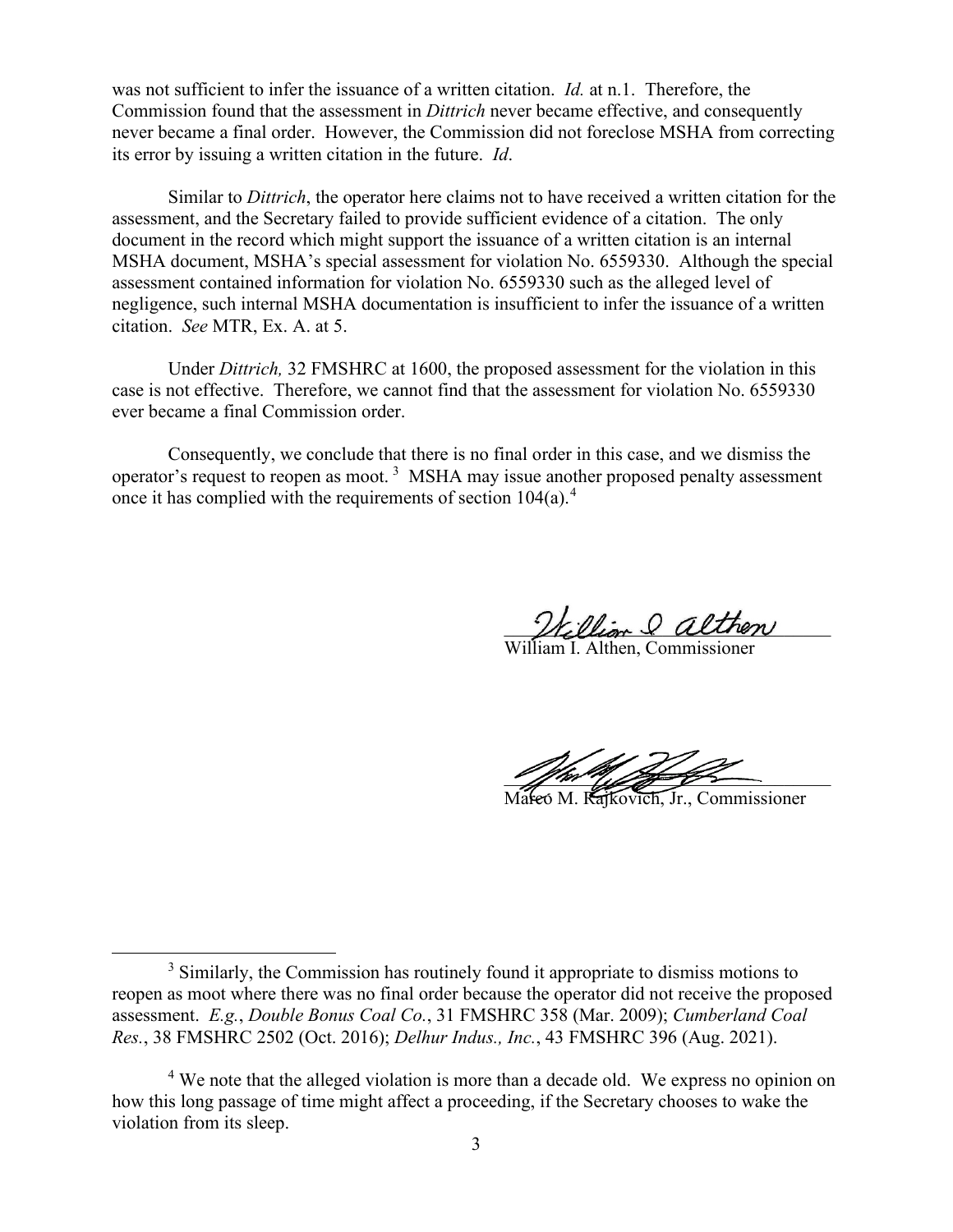was not sufficient to infer the issuance of a written citation. *Id.* at n.1. Therefore, the Commission found that the assessment in *Dittrich* never became effective, and consequently never became a final order. However, the Commission did not foreclose MSHA from correcting its error by issuing a written citation in the future. *Id*.

Similar to *Dittrich*, the operator here claims not to have received a written citation for the assessment, and the Secretary failed to provide sufficient evidence of a citation. The only document in the record which might support the issuance of a written citation is an internal MSHA document, MSHA's special assessment for violation No. 6559330. Although the special assessment contained information for violation No. 6559330 such as the alleged level of negligence, such internal MSHA documentation is insufficient to infer the issuance of a written citation. *See* MTR, Ex. A. at 5.

Under *Dittrich,* 32 FMSHRC at 1600, the proposed assessment for the violation in this case is not effective. Therefore, we cannot find that the assessment for violation No. 6559330 ever became a final Commission order.

Consequently, we conclude that there is no final order in this case, and we dismiss the operator's request to reopen as moot. [3] MSHA may issue another proposed penalty assessment once it has complied with the requirements of section 104(a).[4]

William I. Althen, Commissioner

Marco M. Rajkovich, Jr., Commissioner

---

[3] Similarly, the Commission has routinely found it appropriate to dismiss motions to reopen as moot where there was no final order because the operator did not receive the proposed assessment. *E.g.*, *Double Bonus Coal Co.*, 31 FMSHRC 358 (Mar. 2009); *Cumberland Coal Res.*, 38 FMSHRC 2502 (Oct. 2016); *Delhur Indus., Inc.*, 43 FMSHRC 396 (Aug. 2021).

[4] We note that the alleged violation is more than a decade old. We express no opinion on how this long passage of time might affect a proceeding, if the Secretary chooses to wake the violation from its sleep.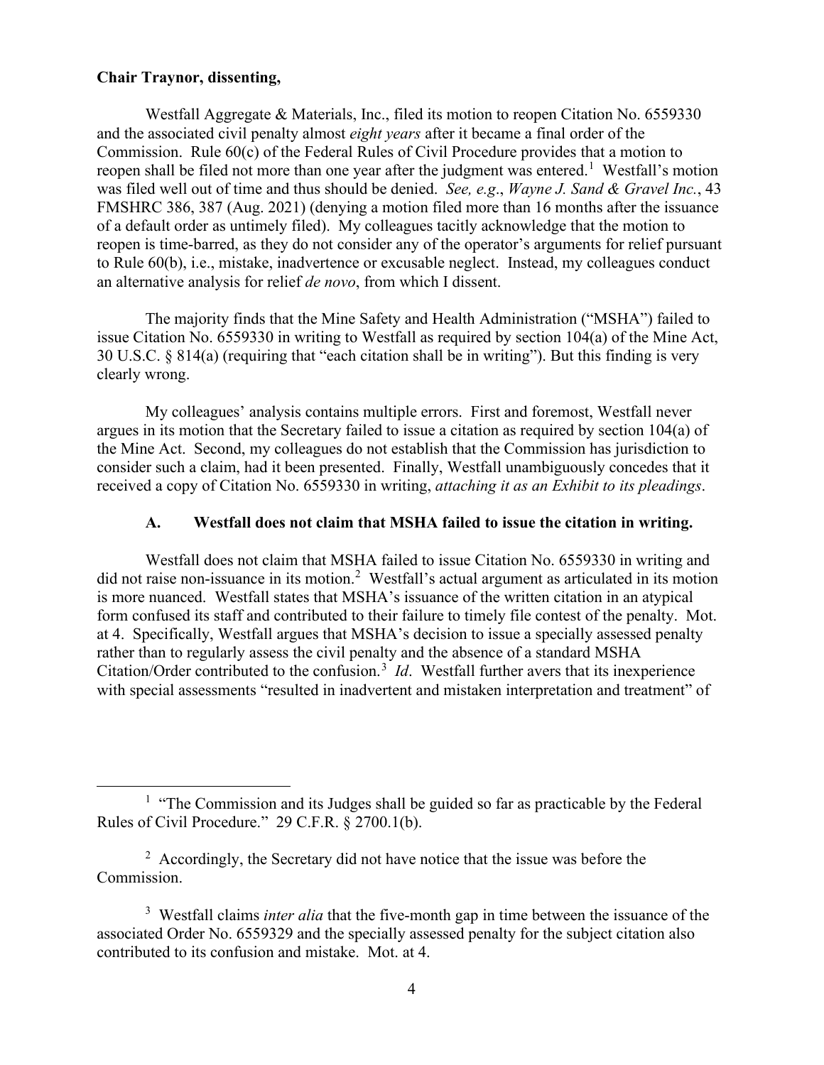**Chair Traynor, dissenting,**

Westfall Aggregate & Materials, Inc., filed its motion to reopen Citation No. 6559330 and the associated civil penalty almost *eight years* after it became a final order of the Commission. Rule 60(c) of the Federal Rules of Civil Procedure provides that a motion to reopen shall be filed not more than one year after the judgment was entered.[1] Westfall's motion was filed well out of time and thus should be denied. *See, e.g*., *Wayne J. Sand & Gravel Inc.*, 43 FMSHRC 386, 387 (Aug. 2021) (denying a motion filed more than 16 months after the issuance of a default order as untimely filed). My colleagues tacitly acknowledge that the motion to reopen is time-barred, as they do not consider any of the operator's arguments for relief pursuant to Rule 60(b), i.e., mistake, inadvertence or excusable neglect. Instead, my colleagues conduct an alternative analysis for relief *de novo*, from which I dissent.

The majority finds that the Mine Safety and Health Administration ("MSHA") failed to issue Citation No. 6559330 in writing to Westfall as required by section 104(a) of the Mine Act, 30 U.S.C. § 814(a) (requiring that "each citation shall be in writing"). But this finding is very clearly wrong.

My colleagues' analysis contains multiple errors. First and foremost, Westfall never argues in its motion that the Secretary failed to issue a citation as required by section 104(a) of the Mine Act. Second, my colleagues do not establish that the Commission has jurisdiction to consider such a claim, had it been presented. Finally, Westfall unambiguously concedes that it received a copy of Citation No. 6559330 in writing, *attaching it as an Exhibit to its pleadings*.

### A. Westfall does not claim that MSHA failed to issue the citation in writing.

Westfall does not claim that MSHA failed to issue Citation No. 6559330 in writing and did not raise non-issuance in its motion.[2] Westfall's actual argument as articulated in its motion is more nuanced. Westfall states that MSHA's issuance of the written citation in an atypical form confused its staff and contributed to their failure to timely file contest of the penalty. Mot. at 4. Specifically, Westfall argues that MSHA's decision to issue a specially assessed penalty rather than to regularly assess the civil penalty and the absence of a standard MSHA Citation/Order contributed to the confusion.[3] *Id*. Westfall further avers that its inexperience with special assessments "resulted in inadvertent and mistaken interpretation and treatment" of

---

[1] "The Commission and its Judges shall be guided so far as practicable by the Federal Rules of Civil Procedure." 29 C.F.R. § 2700.1(b).

[2] Accordingly, the Secretary did not have notice that the issue was before the Commission.

[3] Westfall claims *inter alia* that the five-month gap in time between the issuance of the associated Order No. 6559329 and the specially assessed penalty for the subject citation also contributed to its confusion and mistake. Mot. at 4.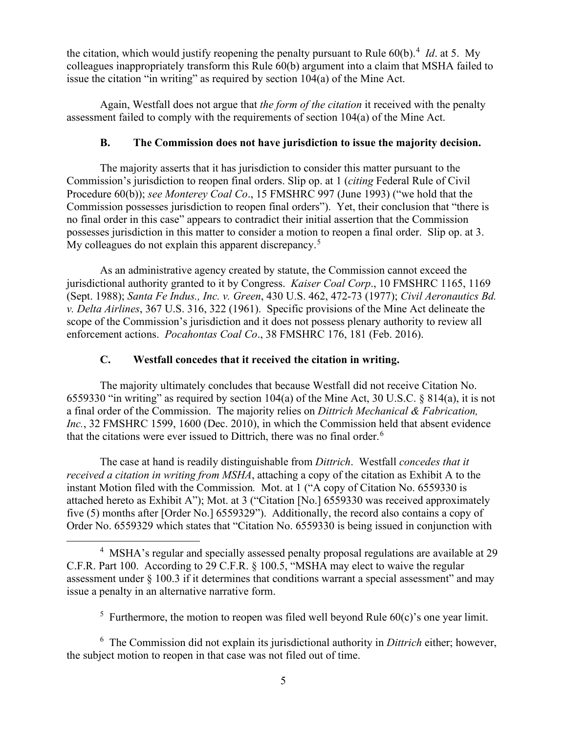the citation, which would justify reopening the penalty pursuant to Rule 60(b).[4] *Id*. at 5. My colleagues inappropriately transform this Rule 60(b) argument into a claim that MSHA failed to issue the citation "in writing" as required by section 104(a) of the Mine Act.

Again, Westfall does not argue that *the form of the citation* it received with the penalty assessment failed to comply with the requirements of section 104(a) of the Mine Act.

### B. The Commission does not have jurisdiction to issue the majority decision.

The majority asserts that it has jurisdiction to consider this matter pursuant to the Commission's jurisdiction to reopen final orders. Slip op. at 1 (*citing* Federal Rule of Civil Procedure 60(b)); *see Monterey Coal Co*., 15 FMSHRC 997 (June 1993) ("we hold that the Commission possesses jurisdiction to reopen final orders"). Yet, their conclusion that "there is no final order in this case" appears to contradict their initial assertion that the Commission possesses jurisdiction in this matter to consider a motion to reopen a final order. Slip op. at 3. My colleagues do not explain this apparent discrepancy.[5]

As an administrative agency created by statute, the Commission cannot exceed the jurisdictional authority granted to it by Congress. *Kaiser Coal Corp*., 10 FMSHRC 1165, 1169 (Sept. 1988); *Santa Fe Indus., Inc. v. Green*, 430 U.S. 462, 472-73 (1977); *Civil Aeronautics Bd. v. Delta Airlines*, 367 U.S. 316, 322 (1961). Specific provisions of the Mine Act delineate the scope of the Commission's jurisdiction and it does not possess plenary authority to review all enforcement actions. *Pocahontas Coal Co*., 38 FMSHRC 176, 181 (Feb. 2016).

### C. Westfall concedes that it received the citation in writing.

The majority ultimately concludes that because Westfall did not receive Citation No. 6559330 "in writing" as required by section 104(a) of the Mine Act, 30 U.S.C. § 814(a), it is not a final order of the Commission. The majority relies on *Dittrich Mechanical & Fabrication, Inc.*, 32 FMSHRC 1599, 1600 (Dec. 2010), in which the Commission held that absent evidence that the citations were ever issued to Dittrich, there was no final order.[6]

The case at hand is readily distinguishable from *Dittrich*. Westfall *concedes that it received a citation in writing from MSHA*, attaching a copy of the citation as Exhibit A to the instant Motion filed with the Commission*.* Mot. at 1 ("A copy of Citation No. 6559330 is attached hereto as Exhibit A"); Mot. at 3 ("Citation [No.] 6559330 was received approximately five (5) months after [Order No.] 6559329"). Additionally, the record also contains a copy of Order No. 6559329 which states that "Citation No. 6559330 is being issued in conjunction with

---

[4] MSHA's regular and specially assessed penalty proposal regulations are available at 29 C.F.R. Part 100. According to 29 C.F.R. § 100.5, "MSHA may elect to waive the regular assessment under § 100.3 if it determines that conditions warrant a special assessment" and may issue a penalty in an alternative narrative form.

[5] Furthermore, the motion to reopen was filed well beyond Rule 60(c)'s one year limit.

[6] The Commission did not explain its jurisdictional authority in *Dittrich* either; however, the subject motion to reopen in that case was not filed out of time.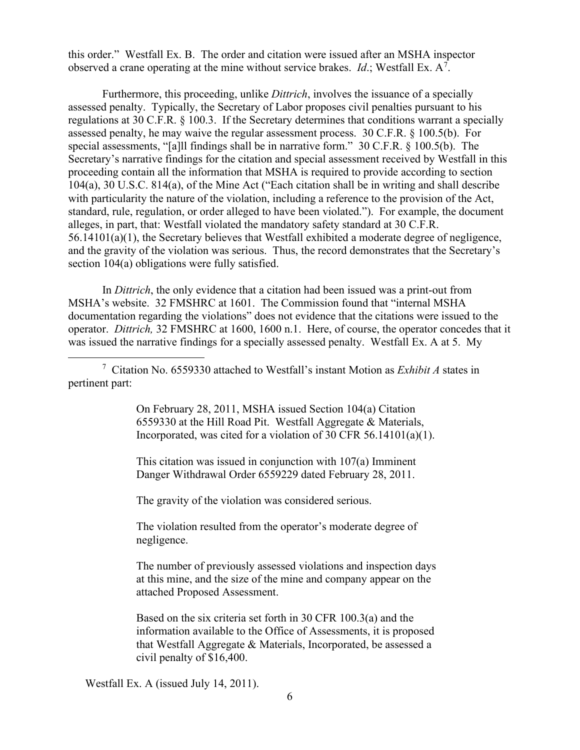this order." Westfall Ex. B. The order and citation were issued after an MSHA inspector observed a crane operating at the mine without service brakes. *Id*.; Westfall Ex. A[7].

Furthermore, this proceeding, unlike *Dittrich*, involves the issuance of a specially assessed penalty. Typically, the Secretary of Labor proposes civil penalties pursuant to his regulations at 30 C.F.R. § 100.3. If the Secretary determines that conditions warrant a specially assessed penalty, he may waive the regular assessment process. 30 C.F.R. § 100.5(b). For special assessments, "[a]ll findings shall be in narrative form." 30 C.F.R. § 100.5(b). The Secretary's narrative findings for the citation and special assessment received by Westfall in this proceeding contain all the information that MSHA is required to provide according to section 104(a), 30 U.S.C. 814(a), of the Mine Act ("Each citation shall be in writing and shall describe with particularity the nature of the violation, including a reference to the provision of the Act, standard, rule, regulation, or order alleged to have been violated."). For example, the document alleges, in part, that: Westfall violated the mandatory safety standard at 30 C.F.R. 56.14101(a)(1), the Secretary believes that Westfall exhibited a moderate degree of negligence, and the gravity of the violation was serious. Thus, the record demonstrates that the Secretary's section 104(a) obligations were fully satisfied.

In *Dittrich*, the only evidence that a citation had been issued was a print-out from MSHA's website. 32 FMSHRC at 1601. The Commission found that "internal MSHA documentation regarding the violations" does not evidence that the citations were issued to the operator. *Dittrich,* 32 FMSHRC at 1600, 1600 n.1. Here, of course, the operator concedes that it was issued the narrative findings for a specially assessed penalty. Westfall Ex. A at 5. My

---

[7] Citation No. 6559330 attached to Westfall's instant Motion as *Exhibit A* states in pertinent part:

> On February 28, 2011, MSHA issued Section 104(a) Citation 6559330 at the Hill Road Pit. Westfall Aggregate & Materials, Incorporated, was cited for a violation of 30 CFR 56.14101(a)(1).
>
> This citation was issued in conjunction with 107(a) Imminent Danger Withdrawal Order 6559229 dated February 28, 2011.
>
> The gravity of the violation was considered serious.
>
> The violation resulted from the operator's moderate degree of negligence.
>
> The number of previously assessed violations and inspection days at this mine, and the size of the mine and company appear on the attached Proposed Assessment.
>
> Based on the six criteria set forth in 30 CFR 100.3(a) and the information available to the Office of Assessments, it is proposed that Westfall Aggregate & Materials, Incorporated, be assessed a civil penalty of $16,400.

Westfall Ex. A (issued July 14, 2011).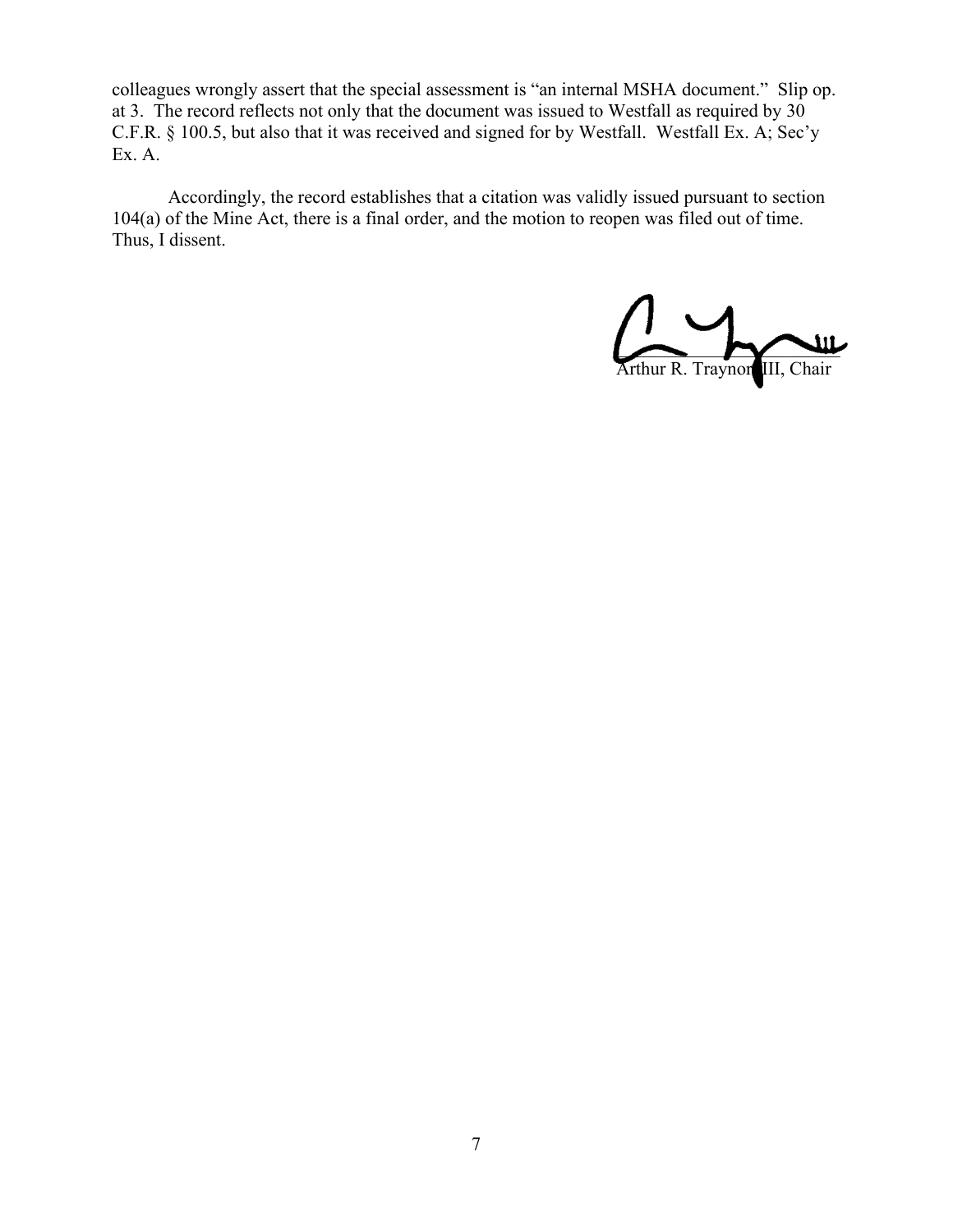colleagues wrongly assert that the special assessment is "an internal MSHA document." Slip op. at 3. The record reflects not only that the document was issued to Westfall as required by 30 C.F.R. § 100.5, but also that it was received and signed for by Westfall. Westfall Ex. A; Sec'y Ex. A.

Accordingly, the record establishes that a citation was validly issued pursuant to section 104(a) of the Mine Act, there is a final order, and the motion to reopen was filed out of time. Thus, I dissent.

Arthur R. Traynor III, Chair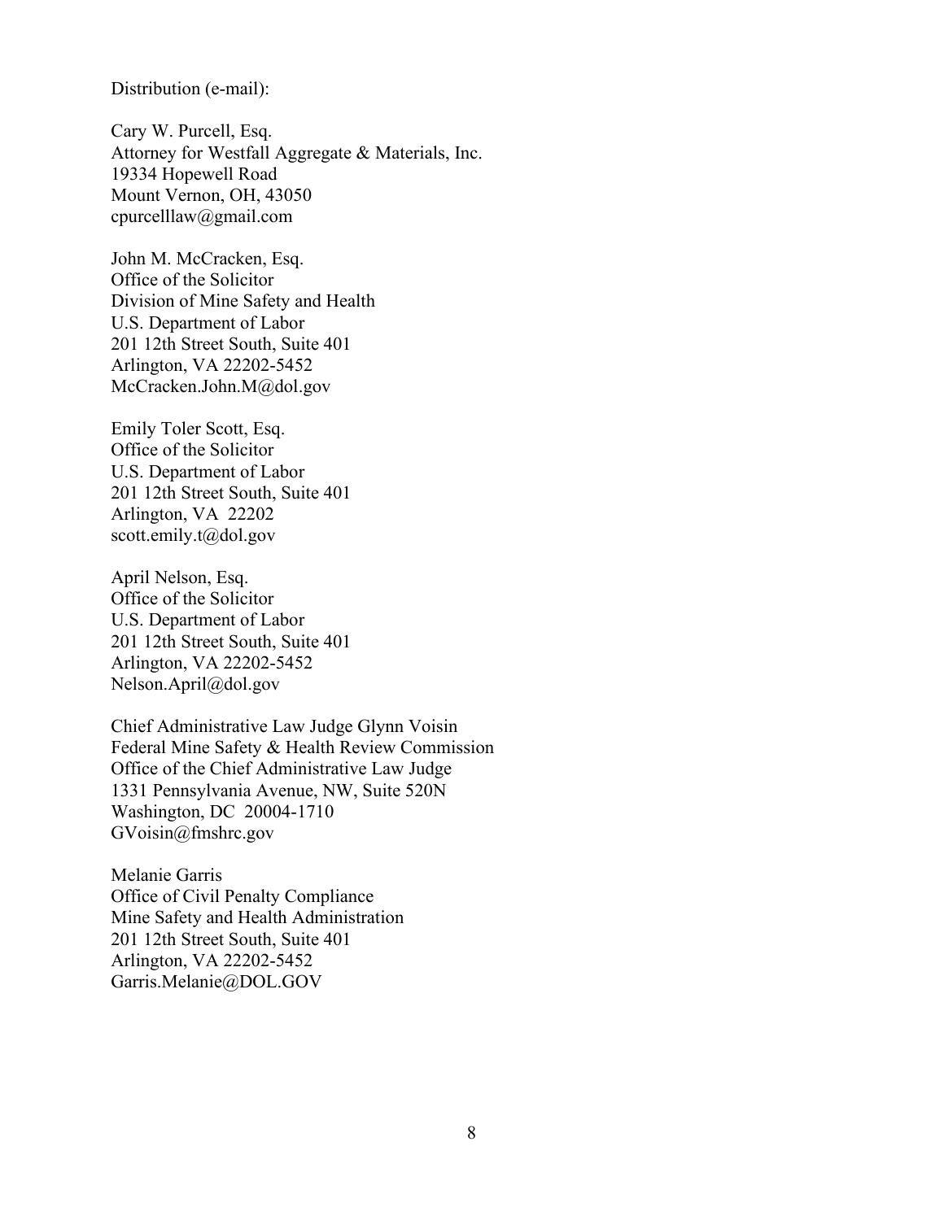Distribution (e-mail):

Cary W. Purcell, Esq.
Attorney for Westfall Aggregate & Materials, Inc.
19334 Hopewell Road
Mount Vernon, OH, 43050
cpurcelllaw@gmail.com

John M. McCracken, Esq.
Office of the Solicitor
Division of Mine Safety and Health
U.S. Department of Labor
201 12th Street South, Suite 401
Arlington, VA 22202-5452
McCracken.John.M@dol.gov

Emily Toler Scott, Esq.
Office of the Solicitor
U.S. Department of Labor
201 12th Street South, Suite 401
Arlington, VA 22202
scott.emily.t@dol.gov

April Nelson, Esq.
Office of the Solicitor
U.S. Department of Labor
201 12th Street South, Suite 401
Arlington, VA 22202-5452
Nelson.April@dol.gov

Chief Administrative Law Judge Glynn Voisin
Federal Mine Safety & Health Review Commission
Office of the Chief Administrative Law Judge
1331 Pennsylvania Avenue, NW, Suite 520N
Washington, DC 20004-1710
GVoisin@fmshrc.gov

Melanie Garris
Office of Civil Penalty Compliance
Mine Safety and Health Administration
201 12th Street South, Suite 401
Arlington, VA 22202-5452
Garris.Melanie@DOL.GOV